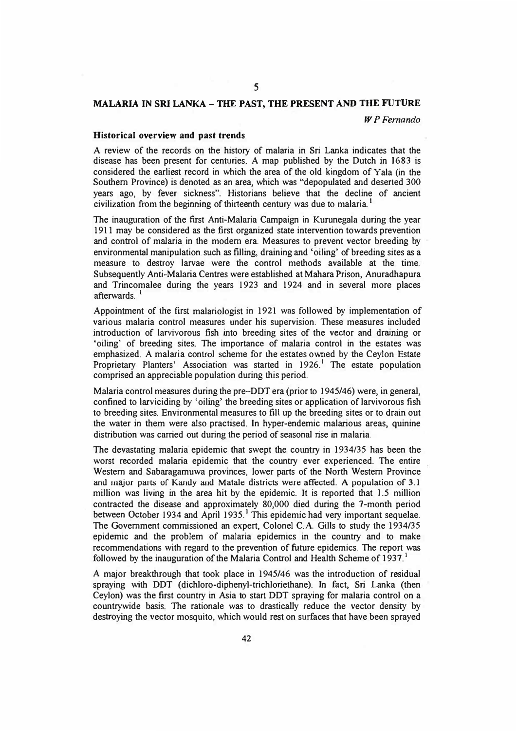## 5

# MALARIA IN SRI LANKA – THE PAST, THE PRESENT AND THE FUTURE

*W P Fernando*

### Historical overview and past trends

A review of the records on the history of malaria in Sri Lanka indicates that the disease has been present for centuries. A map published by the Dutch in 1683 is considered the earliest record in which the area of the old kingdom of Yala (in the Southern Province) is denoted as an area, which was "depopulated and deserted 300 years ago, by fever sickness". Historians believe that the decline of ancient civilization from the beginning of thirteenth century was due to malaria.[1]

The inauguration of the first Anti-Malaria Campaign in Kurunegala during the year 1911 may be considered as the first organized state intervention towards prevention and control of malaria in the modern era. Measures to prevent vector breeding by environmental manipulation such as filling, draining and 'oiling' of breeding sites as a measure to destroy larvae were the control methods available at the time. Subsequently Anti-Malaria Centres were established at Mahara Prison, Anuradhapura and Trincomalee during the years 1923 and 1924 and in several more places afterwards.[1]

Appointment of the first malariologist in 1921 was followed by implementation of various malaria control measures under his supervision. These measures included introduction of larvivorous fish into breeding sites of the vector and draining or 'oiling' of breeding sites. The importance of malaria control in the estates was emphasized. A malaria control scheme for the estates owned by the Ceylon Estate Proprietary Planters' Association was started in 1926.[1] The estate population comprised an appreciable population during this period.

Malaria control measures during the pre-DDT era (prior to 1945/46) were, in general, confined to larviciding by 'oiling' the breeding sites or application of larvivorous fish to breeding sites. Environmental measures to fill up the breeding sites or to drain out the water in them were also practised. In hyper-endemic malarious areas, quinine distribution was carried out during the period of seasonal rise in malaria.

The devastating malaria epidemic that swept the country in 1934/35 has been the worst recorded malaria epidemic that the country ever experienced. The entire Western and Sabaragamuwa provinces, lower parts of the North Western Province and major parts of Kandy and Matale districts were affected. A population of 3.1 million was living in the area hit by the epidemic. It is reported that 1.5 million contracted the disease and approximately 80,000 died during the 7-month period between October 1934 and April 1935.[1] This epidemic had very important sequelae. The Government commissioned an expert, Colonel C.A. Gills to study the 1934/35 epidemic and the problem of malaria epidemics in the country and to make recommendations with regard to the prevention of future epidemics. The report was followed by the inauguration of the Malaria Control and Health Scheme of 1937.[1]

A major breakthrough that took place in 1945/46 was the introduction of residual spraying with DDT (dichloro-diphenyl-trichloriethane). In fact, Sri Lanka (then Ceylon) was the first country in Asia to start DDT spraying for malaria control on a countrywide basis. The rationale was to drastically reduce the vector density by destroying the vector mosquito, which would rest on surfaces that have been sprayed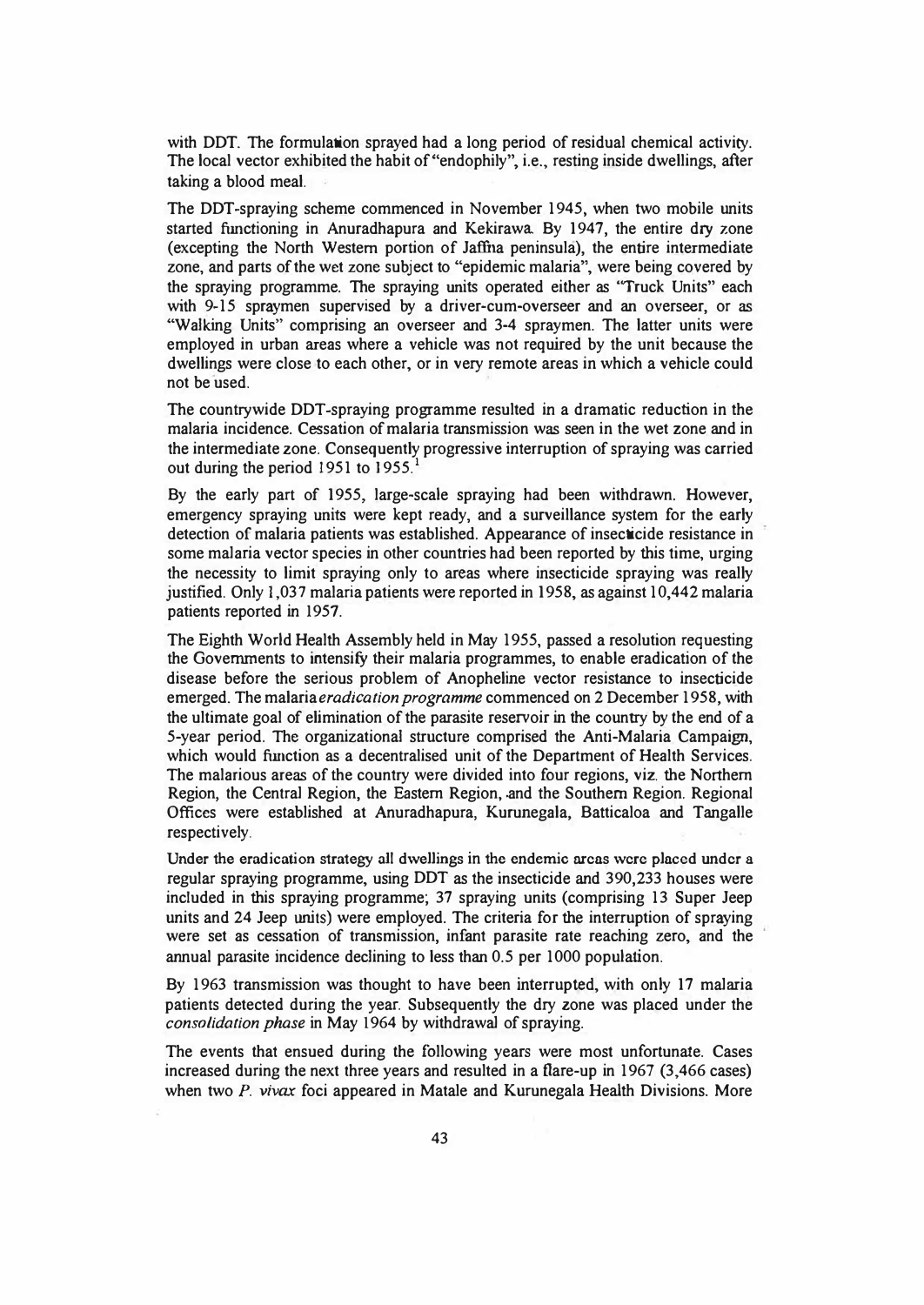with DDT. The formulation sprayed had a long period of residual chemical activity. The local vector exhibited the habit of "endophily", i.e., resting inside dwellings, after taking a blood meal.

The DDT-spraying scheme commenced in November 1945, when two mobile units started functioning in Anuradhapura and Kekirawa. By 1947, the entire dry zone (excepting the North Western portion of Jaffna peninsula), the entire intermediate zone, and parts of the wet zone subject to "epidemic malaria", were being covered by the spraying programme. The spraying units operated either as "Truck Units" each with 9-15 spraymen supervised by a driver-cum-overseer and an overseer, or as "Walking Units" comprising an overseer and 3-4 spraymen. The latter units were employed in urban areas where a vehicle was not required by the unit because the dwellings were close to each other, or in very remote areas in which a vehicle could not be used.

The countrywide DDT-spraying programme resulted in a dramatic reduction in the malaria incidence. Cessation of malaria transmission was seen in the wet zone and in the intermediate zone. Consequently progressive interruption of spraying was carried out during the period 1951 to 1955.[1]

By the early part of 1955, large-scale spraying had been withdrawn. However, emergency spraying units were kept ready, and a surveillance system for the early detection of malaria patients was established. Appearance of insecticide resistance in some malaria vector species in other countries had been reported by this time, urging the necessity to limit spraying only to areas where insecticide spraying was really justified. Only 1,037 malaria patients were reported in 1958, as against 10,442 malaria patients reported in 1957.

The Eighth World Health Assembly held in May 1955, passed a resolution requesting the Governments to intensify their malaria programmes, to enable eradication of the disease before the serious problem of Anopheline vector resistance to insecticide emerged. The malaria *eradication programme* commenced on 2 December 1958, with the ultimate goal of elimination of the parasite reservoir in the country by the end of a 5-year period. The organizational structure comprised the Anti-Malaria Campaign, which would function as a decentralised unit of the Department of Health Services. The malarious areas of the country were divided into four regions, viz. the Northern Region, the Central Region, the Eastern Region, and the Southern Region. Regional Offices were established at Anuradhapura, Kurunegala, Batticaloa and Tangalle respectively.

Under the eradication strategy all dwellings in the endemic areas were placed under a regular spraying programme, using DDT as the insecticide and 390,233 houses were included in this spraying programme; 37 spraying units (comprising 13 Super Jeep units and 24 Jeep units) were employed. The criteria for the interruption of spraying were set as cessation of transmission, infant parasite rate reaching zero, and the annual parasite incidence declining to less than 0.5 per 1000 population.

By 1963 transmission was thought to have been interrupted, with only 17 malaria patients detected during the year. Subsequently the dry zone was placed under the *consolidation phase* in May 1964 by withdrawal of spraying.

The events that ensued during the following years were most unfortunate. Cases increased during the next three years and resulted in a flare-up in 1967 (3,466 cases) when two *P. vivax* foci appeared in Matale and Kurunegala Health Divisions. More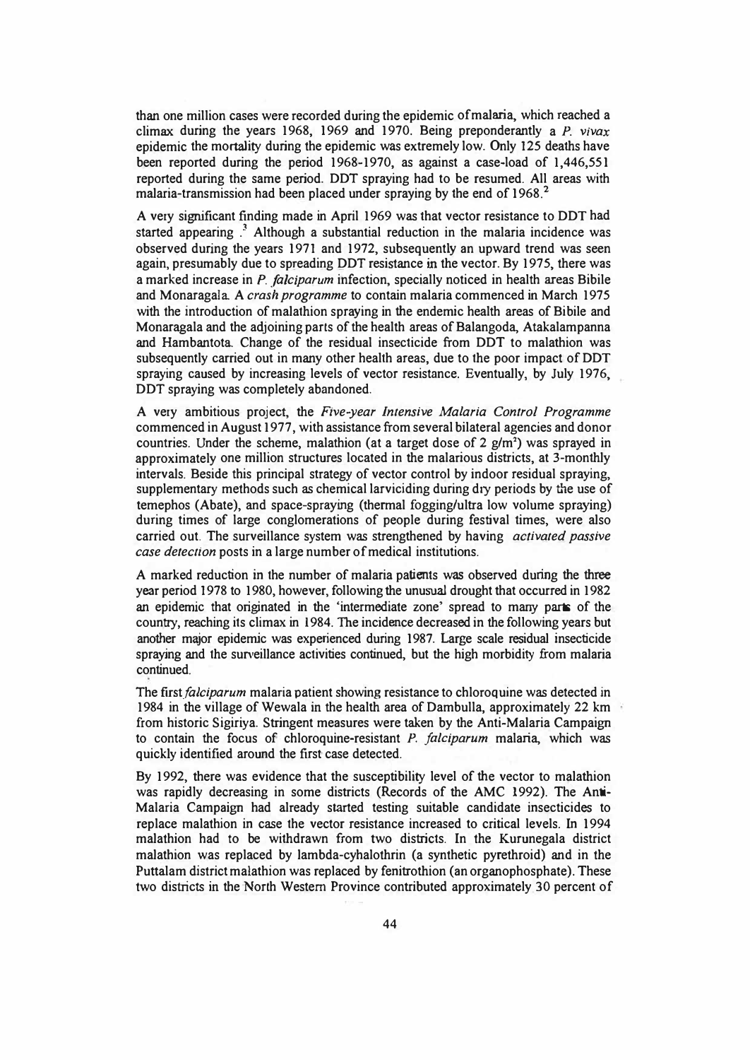than one million cases were recorded during the epidemic of malaria, which reached a climax during the years 1968, 1969 and 1970. Being preponderantly a *P. vivax* epidemic the mortality during the epidemic was extremely low. Only 125 deaths have been reported during the period 1968-1970, as against a case-load of 1,446,551 reported during the same period. DDT spraying had to be resumed. All areas with malaria-transmission had been placed under spraying by the end of 1968.[2]

A very significant finding made in April 1969 was that vector resistance to DDT had started appearing.[3] Although a substantial reduction in the malaria incidence was observed during the years 1971 and 1972, subsequently an upward trend was seen again, presumably due to spreading DDT resistance in the vector. By 1975, there was a marked increase in *P. falciparum* infection, specially noticed in health areas Bibile and Monaragala. A *crash programme* to contain malaria commenced in March 1975 with the introduction of malathion spraying in the endemic health areas of Bibile and Monaragala and the adjoining parts of the health areas of Balangoda, Atakalampanna and Hambantota. Change of the residual insecticide from DDT to malathion was subsequently carried out in many other health areas, due to the poor impact of DDT spraying caused by increasing levels of vector resistance. Eventually, by July 1976, DDT spraying was completely abandoned.

A very ambitious project, the *Five-year Intensive Malaria Control Programme* commenced in August 1977, with assistance from several bilateral agencies and donor countries. Under the scheme, malathion (at a target dose of 2 $g/m^2$) was sprayed in approximately one million structures located in the malarious districts, at 3-monthly intervals. Beside this principal strategy of vector control by indoor residual spraying, supplementary methods such as chemical larviciding during dry periods by the use of temephos (Abate), and space-spraying (thermal fogging/ultra low volume spraying) during times of large conglomerations of people during festival times, were also carried out. The surveillance system was strengthened by having *activated passive case detection* posts in a large number of medical institutions.

A marked reduction in the number of malaria patients was observed during the three year period 1978 to 1980, however, following the unusual drought that occurred in 1982 an epidemic that originated in the 'intermediate zone' spread to many parts of the country, reaching its climax in 1984. The incidence decreased in the following years but another major epidemic was experienced during 1987. Large scale residual insecticide spraying and the surveillance activities continued, but the high morbidity from malaria continued.

The first *falciparum* malaria patient showing resistance to chloroquine was detected in 1984 in the village of Wewala in the health area of Dambulla, approximately 22 km from historic Sigiriya. Stringent measures were taken by the Anti-Malaria Campaign to contain the focus of chloroquine-resistant *P. falciparum* malaria, which was quickly identified around the first case detected.

By 1992, there was evidence that the susceptibility level of the vector to malathion was rapidly decreasing in some districts (Records of the AMC 1992). The Anti-Malaria Campaign had already started testing suitable candidate insecticides to replace malathion in case the vector resistance increased to critical levels. In 1994 malathion had to be withdrawn from two districts. In the Kurunegala district malathion was replaced by lambda-cyhalothrin (a synthetic pyrethroid) and in the Puttalam district malathion was replaced by fenitrothion (an organophosphate). These two districts in the North Western Province contributed approximately 30 percent of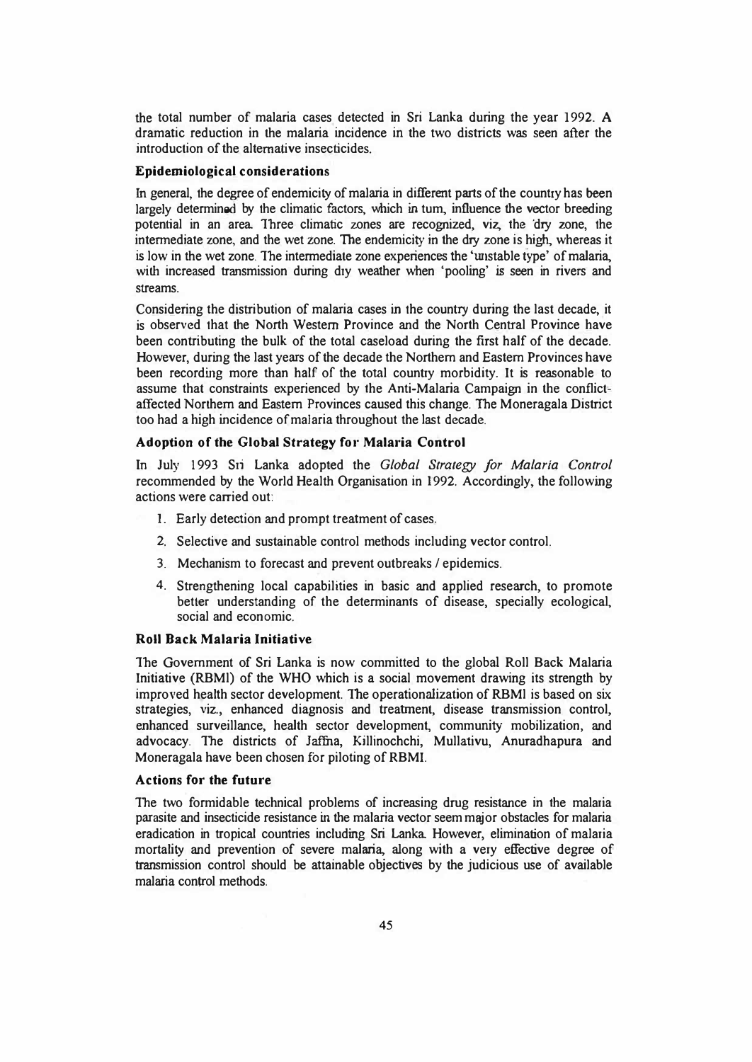the total number of malaria cases detected in Sri Lanka during the year 1992. A dramatic reduction in the malaria incidence in the two districts was seen after the introduction of the alternative insecticides.

### Epidemiological considerations

In general, the degree of endemicity of malaria in different parts of the country has been largely determined by the climatic factors, which in turn, influence the vector breeding potential in an area. Three climatic zones are recognized, viz, the 'dry zone, the intermediate zone, and the wet zone. The endemicity in the dry zone is high, whereas it is low in the wet zone. The intermediate zone experiences the 'unstable type' of malaria, with increased transmission during dry weather when 'pooling' is seen in rivers and streams.

Considering the distribution of malaria cases in the country during the last decade, it is observed that the North Western Province and the North Central Province have been contributing the bulk of the total caseload during the first half of the decade. However, during the last years of the decade the Northern and Eastern Provinces have been recording more than half of the total country morbidity. It is reasonable to assume that constraints experienced by the Anti-Malaria Campaign in the conflict-affected Northern and Eastern Provinces caused this change. The Moneragala District too had a high incidence of malaria throughout the last decade.

### Adoption of the Global Strategy for Malaria Control

In July 1993 Sri Lanka adopted the *Global Strategy for Malaria Control* recommended by the World Health Organisation in 1992. Accordingly, the following actions were carried out:

1. Early detection and prompt treatment of cases.
2. Selective and sustainable control methods including vector control.
3. Mechanism to forecast and prevent outbreaks / epidemics.
4. Strengthening local capabilities in basic and applied research, to promote better understanding of the determinants of disease, specially ecological, social and economic.

### Roll Back Malaria Initiative

The Government of Sri Lanka is now committed to the global Roll Back Malaria Initiative (RBMI) of the WHO which is a social movement drawing its strength by improved health sector development. The operationalization of RBMI is based on six strategies, viz., enhanced diagnosis and treatment, disease transmission control, enhanced surveillance, health sector development, community mobilization, and advocacy. The districts of Jaffna, Killinochchi, Mullativu, Anuradhapura and Moneragala have been chosen for piloting of RBMI.

### Actions for the future

The two formidable technical problems of increasing drug resistance in the malaria parasite and insecticide resistance in the malaria vector seem major obstacles for malaria eradication in tropical countries including Sri Lanka. However, elimination of malaria mortality and prevention of severe malaria, along with a very effective degree of transmission control should be attainable objectives by the judicious use of available malaria control methods.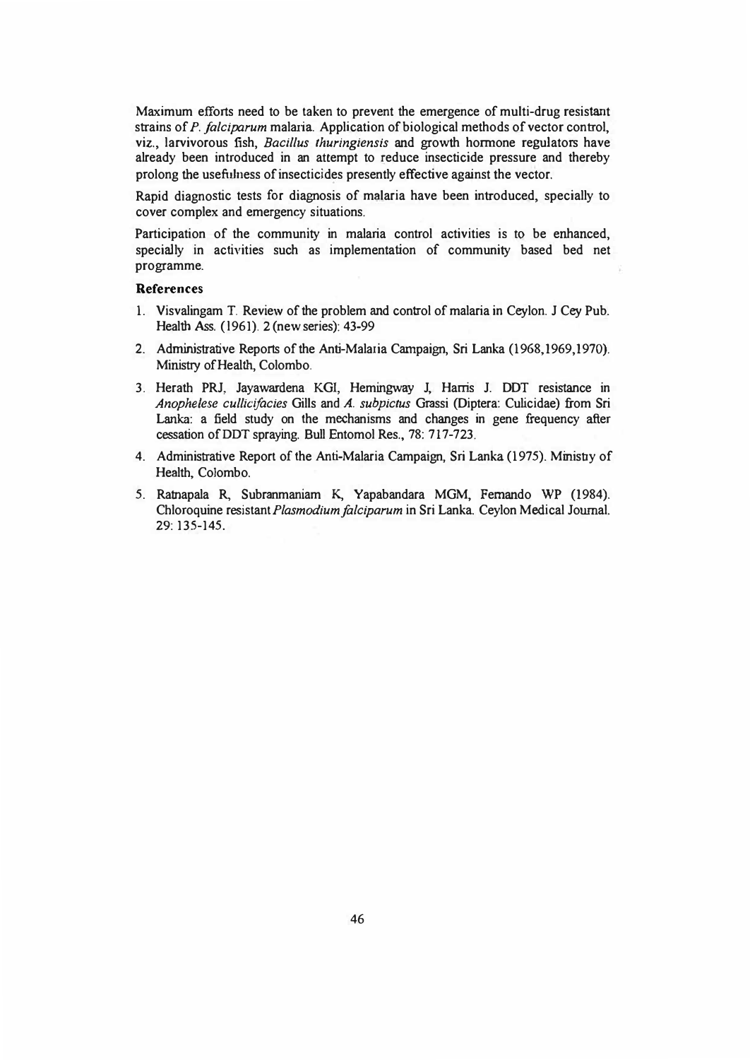Maximum efforts need to be taken to prevent the emergence of multi-drug resistant strains of *P. falciparum* malaria. Application of biological methods of vector control, viz., larvivorous fish, *Bacillus thuringiensis* and growth hormone regulators have already been introduced in an attempt to reduce insecticide pressure and thereby prolong the usefulness of insecticides presently effective against the vector.

Rapid diagnostic tests for diagnosis of malaria have been introduced, specially to cover complex and emergency situations.

Participation of the community in malaria control activities is to be enhanced, specially in activities such as implementation of community based bed net programme.

### References

1. Visvalingam T. Review of the problem and control of malaria in Ceylon. J Cey Pub. Health Ass. (1961). 2 (new series): 43-99
2. Administrative Reports of the Anti-Malaria Campaign, Sri Lanka (1968,1969,1970). Ministry of Health, Colombo.
3. Herath PRJ, Jayawardena KGI, Hemingway J, Harris J. DDT resistance in *Anophelese cullicifacies* Gills and *A. subpictus* Grassi (Diptera: Culicidae) from Sri Lanka: a field study on the mechanisms and changes in gene frequency after cessation of DDT spraying. Bull Entomol Res., 78: 717-723.
4. Administrative Report of the Anti-Malaria Campaign, Sri Lanka (1975). Ministry of Health, Colombo.
5. Ratnapala R, Subranmaniam K, Yapabandara MGM, Fernando WP (1984). Chloroquine resistant *Plasmodium falciparum* in Sri Lanka. Ceylon Medical Journal. 29: 135-145.